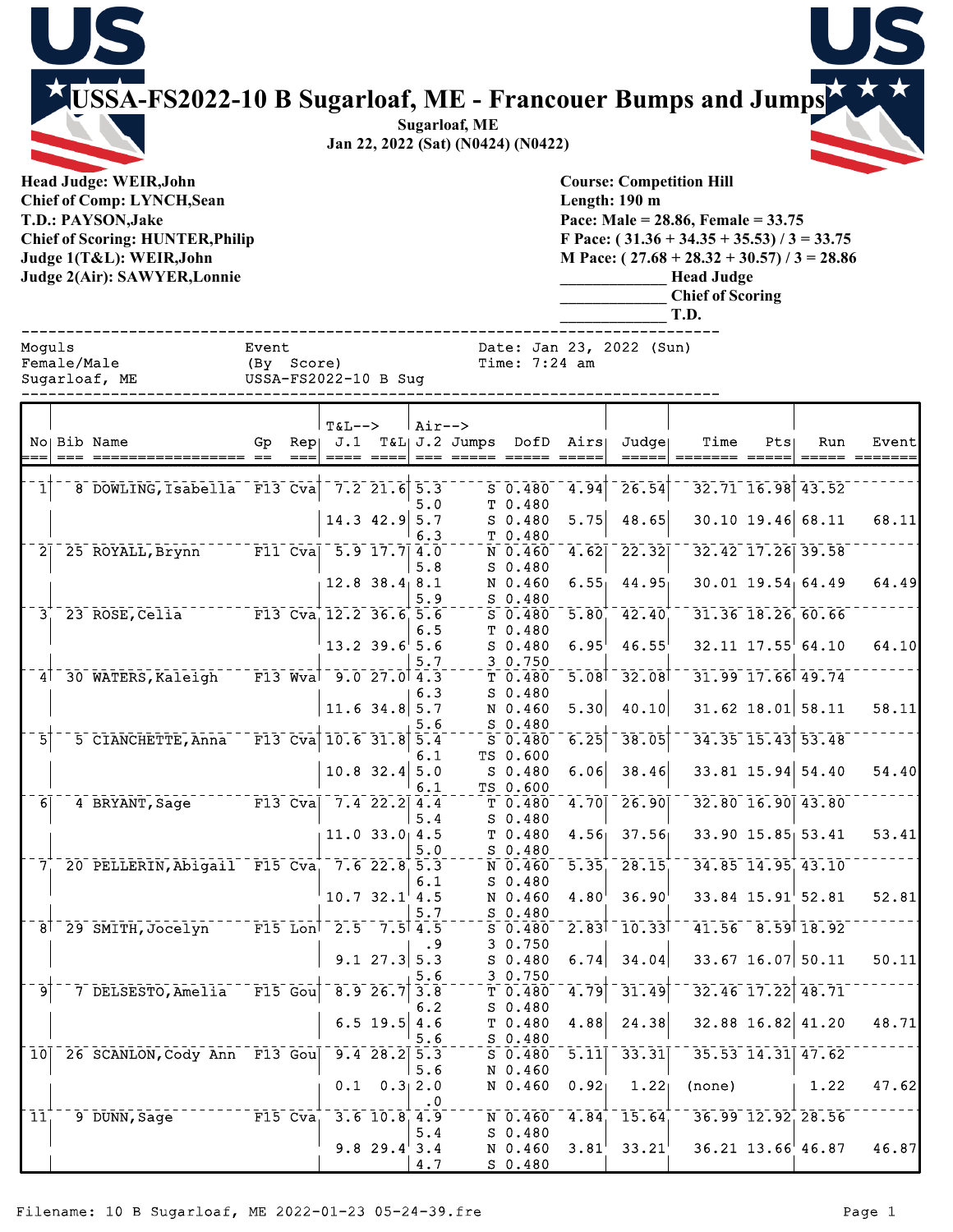# USSA-FS2022-10 B Sugarloaf, ME - Francouer Bumps and Jumps

**Sugarloaf, ME**
**Jan 22, 2022 (Sat) (N0424) (N0422)**

**Head Judge: WEIR,John**
**Chief of Comp: LYNCH,Sean**
**T.D.: PAYSON,Jake**
**Chief of Scoring: HUNTER,Philip**
**Judge 1(T&L): WEIR,John**
**Judge 2(Air): SAWYER,Lonnie**

**Course: Competition Hill**
**Length: 190 m**
**Pace: Male = 28.86, Female = 33.75**
**F Pace: ( 31.36 + 34.35 + 35.53) / 3 = 33.75**
**M Pace: ( 27.68 + 28.32 + 30.57) / 3 = 28.86**
_____________ **Head Judge**
_____________ **Chief of Scoring**
_____________ **T.D.**

```
Moguls              Event               Date: Jan 23, 2022 (Sun)
Female/Male         (By  Score)         Time: 7:24 am
Sugarloaf, ME       USSA-FS2022-10 B Sug
```

| No | Bib | Name | Gp | Rep | T&L--> J.1 | T&L | Air--> J.2 | Jumps | DofD | Airs | Judge | Time | Pts | Run | Event |
|---|---|---|---|---|---|---|---|---|---|---|---|---|---|---|---|
| 1 | 8 | DOWLING,Isabella | F13 | Cva | 7.2 | 21.6 | 5.3 | S | 0.480 | 4.94 | 26.54 | 32.71 | 16.98 | 43.52 | |
| | | | | | | | 5.0 | T | 0.480 | | | | | | |
| | | | | | 14.3 | 42.9 | 5.7 | S | 0.480 | 5.75 | 48.65 | 30.10 | 19.46 | 68.11 | 68.11 |
| | | | | | | | 6.3 | T | 0.480 | | | | | | |
| 2 | 25 | ROYALL,Brynn | F11 | Cva | 5.9 | 17.7 | 4.0 | N | 0.460 | 4.62 | 22.32 | 32.42 | 17.26 | 39.58 | |
| | | | | | | | 5.8 | S | 0.480 | | | | | | |
| | | | | | 12.8 | 38.4 | 8.1 | N | 0.460 | 6.55 | 44.95 | 30.01 | 19.54 | 64.49 | 64.49 |
| | | | | | | | 5.9 | S | 0.480 | | | | | | |
| 3 | 23 | ROSE,Celia | F13 | Cva | 12.2 | 36.6 | 5.6 | S | 0.480 | 5.80 | 42.40 | 31.36 | 18.26 | 60.66 | |
| | | | | | | | 6.5 | T | 0.480 | | | | | | |
| | | | | | 13.2 | 39.6 | 5.6 | S | 0.480 | 6.95 | 46.55 | 32.11 | 17.55 | 64.10 | 64.10 |
| | | | | | | | 5.7 | 3 | 0.750 | | | | | | |
| 4 | 30 | WATERS,Kaleigh | F13 | Wva | 9.0 | 27.0 | 4.3 | T | 0.480 | 5.08 | 32.08 | 31.99 | 17.66 | 49.74 | |
| | | | | | | | 6.3 | S | 0.480 | | | | | | |
| | | | | | 11.6 | 34.8 | 5.7 | N | 0.460 | 5.30 | 40.10 | 31.62 | 18.01 | 58.11 | 58.11 |
| | | | | | | | 5.6 | S | 0.480 | | | | | | |
| 5 | 5 | CIANCHETTE,Anna | F13 | Cva | 10.6 | 31.8 | 5.4 | S | 0.480 | 6.25 | 38.05 | 34.35 | 15.43 | 53.48 | |
| | | | | | | | 6.1 | TS | 0.600 | | | | | | |
| | | | | | 10.8 | 32.4 | 5.0 | S | 0.480 | 6.06 | 38.46 | 33.81 | 15.94 | 54.40 | 54.40 |
| | | | | | | | 6.1 | TS | 0.600 | | | | | | |
| 6 | 4 | BRYANT,Sage | F13 | Cva | 7.4 | 22.2 | 4.4 | T | 0.480 | 4.70 | 26.90 | 32.80 | 16.90 | 43.80 | |
| | | | | | | | 5.4 | S | 0.480 | | | | | | |
| | | | | | 11.0 | 33.0 | 4.5 | T | 0.480 | 4.56 | 37.56 | 33.90 | 15.85 | 53.41 | 53.41 |
| | | | | | | | 5.0 | S | 0.480 | | | | | | |
| 7 | 20 | PELLERIN,Abigail | F15 | Cva | 7.6 | 22.8 | 5.3 | N | 0.460 | 5.35 | 28.15 | 34.85 | 14.95 | 43.10 | |
| | | | | | | | 6.1 | S | 0.480 | | | | | | |
| | | | | | 10.7 | 32.1 | 4.5 | N | 0.460 | 4.80 | 36.90 | 33.84 | 15.91 | 52.81 | 52.81 |
| | | | | | | | 5.7 | S | 0.480 | | | | | | |
| 8 | 29 | SMITH,Jocelyn | F15 | Lon | 2.5 | 7.5 | 4.5 | S | 0.480 | 2.83 | 10.33 | 41.56 | 8.59 | 18.92 | |
| | | | | | | | .9 | 3 | 0.750 | | | | | | |
| | | | | | 9.1 | 27.3 | 5.3 | S | 0.480 | 6.74 | 34.04 | 33.67 | 16.07 | 50.11 | 50.11 |
| | | | | | | | 5.6 | 3 | 0.750 | | | | | | |
| 9 | 7 | DELSESTO,Amelia | F15 | Gou | 8.9 | 26.7 | 3.8 | T | 0.480 | 4.79 | 31.49 | 32.46 | 17.22 | 48.71 | |
| | | | | | | | 6.2 | S | 0.480 | | | | | | |
| | | | | | 6.5 | 19.5 | 4.6 | T | 0.480 | 4.88 | 24.38 | 32.88 | 16.82 | 41.20 | 48.71 |
| | | | | | | | 5.6 | S | 0.480 | | | | | | |
| 10 | 26 | SCANLON,Cody Ann | F13 | Gou | 9.4 | 28.2 | 5.3 | S | 0.480 | 5.11 | 33.31 | 35.53 | 14.31 | 47.62 | |
| | | | | | | | 5.6 | N | 0.460 | | | | | | |
| | | | | | 0.1 | 0.3 | 2.0 | N | 0.460 | 0.92 | 1.22 | (none) | | 1.22 | 47.62 |
| | | | | | | | .0 | | | | | | | | |
| 11 | 9 | DUNN,Sage | F15 | Cva | 3.6 | 10.8 | 4.9 | N | 0.460 | 4.84 | 15.64 | 36.99 | 12.92 | 28.56 | |
| | | | | | | | 5.4 | S | 0.480 | | | | | | |
| | | | | | 9.8 | 29.4 | 3.4 | N | 0.460 | 3.81 | 33.21 | 36.21 | 13.66 | 46.87 | 46.87 |
| | | | | | | | 4.7 | S | 0.480 | | | | | | |

Filename: 10 B Sugarloaf, ME 2022-01-23 05-24-39.fre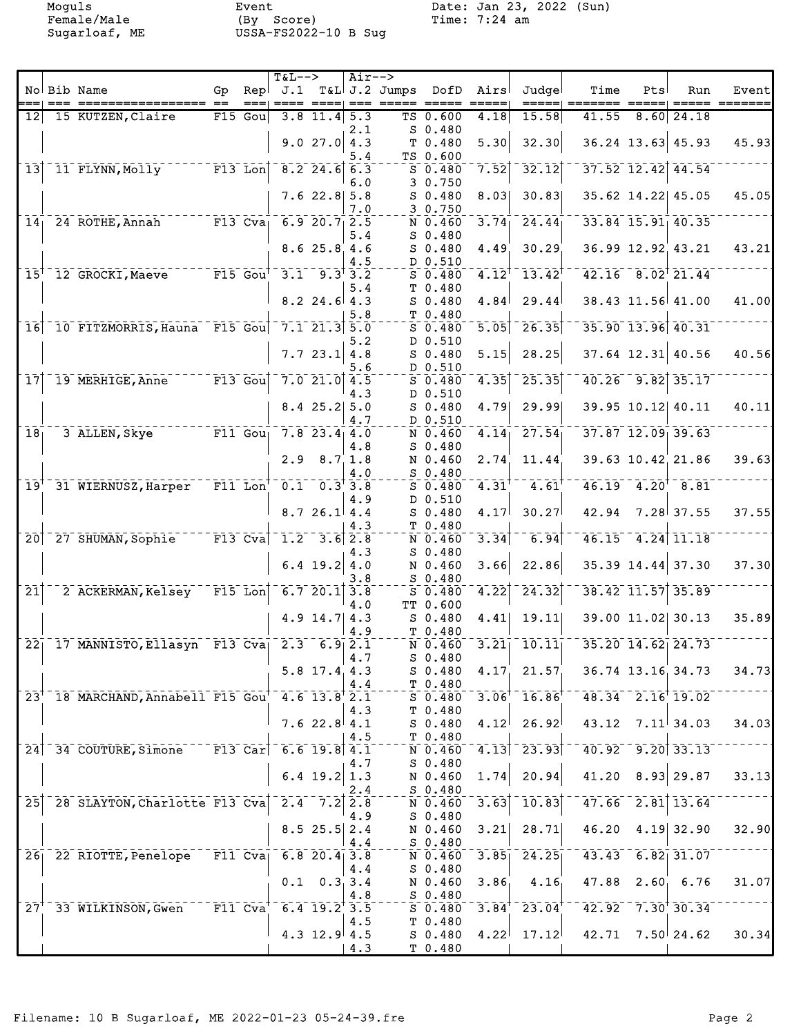Moguls Event Date: Jan 23, 2022 (Sun)
Female/Male (By Score) Time: 7:24 am
Sugarloaf, ME USSA-FS2022-10 B Sug

| No | Bib | Name | Gp | Rep | T&L--> J.1 | T&L | Air--> J.2 | Jumps | DofD | Airs | Judge | Time | Pts | Run | Event |
|---|---|---|---|---|---|---|---|---|---|---|---|---|---|---|---|
| 12 | 15 | KUTZEN,Claire | F15 | Gou | 3.8 | 11.4 | 5.3 | TS | 0.600 | 4.18 | 15.58 | 41.55 | 8.60 | 24.18 | |
| | | | | | | | 2.1 | S | 0.480 | | | | | | |
| | | | | | 9.0 | 27.0 | 4.3 | T | 0.480 | 5.30 | 32.30 | 36.24 | 13.63 | 45.93 | 45.93 |
| | | | | | | | 5.4 | TS | 0.600 | | | | | | |
| 13 | 11 | FLYNN,Molly | F13 | Lon | 8.2 | 24.6 | 6.3 | S | 0.480 | 7.52 | 32.12 | 37.52 | 12.42 | 44.54 | |
| | | | | | | | 6.0 | 3 | 0.750 | | | | | | |
| | | | | | 7.6 | 22.8 | 5.8 | S | 0.480 | 8.03 | 30.83 | 35.62 | 14.22 | 45.05 | 45.05 |
| | | | | | | | 7.0 | 3 | 0.750 | | | | | | |
| 14 | 24 | ROTHE,Annah | F13 | Cva | 6.9 | 20.7 | 2.5 | N | 0.460 | 3.74 | 24.44 | 33.84 | 15.91 | 40.35 | |
| | | | | | | | 5.4 | S | 0.480 | | | | | | |
| | | | | | 8.6 | 25.8 | 4.6 | S | 0.480 | 4.49 | 30.29 | 36.99 | 12.92 | 43.21 | 43.21 |
| | | | | | | | 4.5 | D | 0.510 | | | | | | |
| 15 | 12 | GROCKI,Maeve | F15 | Gou | 3.1 | 9.3 | 3.2 | S | 0.480 | 4.12 | 13.42 | 42.16 | 8.02 | 21.44 | |
| | | | | | | | 5.4 | T | 0.480 | | | | | | |
| | | | | | 8.2 | 24.6 | 4.3 | S | 0.480 | 4.84 | 29.44 | 38.43 | 11.56 | 41.00 | 41.00 |
| | | | | | | | 5.8 | T | 0.480 | | | | | | |
| 16 | 10 | FITZMORRIS,Hauna | F15 | Gou | 7.1 | 21.3 | 5.0 | S | 0.480 | 5.05 | 26.35 | 35.90 | 13.96 | 40.31 | |
| | | | | | | | 5.2 | D | 0.510 | | | | | | |
| | | | | | 7.7 | 23.1 | 4.8 | S | 0.480 | 5.15 | 28.25 | 37.64 | 12.31 | 40.56 | 40.56 |
| | | | | | | | 5.6 | D | 0.510 | | | | | | |
| 17 | 19 | MERHIGE,Anne | F13 | Gou | 7.0 | 21.0 | 4.5 | S | 0.480 | 4.35 | 25.35 | 40.26 | 9.82 | 35.17 | |
| | | | | | | | 4.3 | D | 0.510 | | | | | | |
| | | | | | 8.4 | 25.2 | 5.0 | S | 0.480 | 4.79 | 29.99 | 39.95 | 10.12 | 40.11 | 40.11 |
| | | | | | | | 4.7 | D | 0.510 | | | | | | |
| 18 | 3 | ALLEN,Skye | F11 | Gou | 7.8 | 23.4 | 4.0 | N | 0.460 | 4.14 | 27.54 | 37.87 | 12.09 | 39.63 | |
| | | | | | | | 4.8 | S | 0.480 | | | | | | |
| | | | | | 2.9 | 8.7 | 1.8 | N | 0.460 | 2.74 | 11.44 | 39.63 | 10.42 | 21.86 | 39.63 |
| | | | | | | | 4.0 | S | 0.480 | | | | | | |
| 19 | 31 | WIERNUSZ,Harper | F11 | Lon | 0.1 | 0.3 | 3.8 | S | 0.480 | 4.31 | 4.61 | 46.19 | 4.20 | 8.81 | |
| | | | | | | | 4.9 | D | 0.510 | | | | | | |
| | | | | | 8.7 | 26.1 | 4.4 | S | 0.480 | 4.17 | 30.27 | 42.94 | 7.28 | 37.55 | 37.55 |
| | | | | | | | 4.3 | T | 0.480 | | | | | | |
| 20 | 27 | SHUMAN,Sophie | F13 | Cva | 1.2 | 3.6 | 2.8 | N | 0.460 | 3.34 | 6.94 | 46.15 | 4.24 | 11.18 | |
| | | | | | | | 4.3 | S | 0.480 | | | | | | |
| | | | | | 6.4 | 19.2 | 4.0 | N | 0.460 | 3.66 | 22.86 | 35.39 | 14.44 | 37.30 | 37.30 |
| | | | | | | | 3.8 | S | 0.480 | | | | | | |
| 21 | 2 | ACKERMAN,Kelsey | F15 | Lon | 6.7 | 20.1 | 3.8 | S | 0.480 | 4.22 | 24.32 | 38.42 | 11.57 | 35.89 | |
| | | | | | | | 4.0 | TT | 0.600 | | | | | | |
| | | | | | 4.9 | 14.7 | 4.3 | S | 0.480 | 4.41 | 19.11 | 39.00 | 11.02 | 30.13 | 35.89 |
| | | | | | | | 4.9 | T | 0.480 | | | | | | |
| 22 | 17 | MANNISTO,Ellasyn | F13 | Cva | 2.3 | 6.9 | 2.1 | N | 0.460 | 3.21 | 10.11 | 35.20 | 14.62 | 24.73 | |
| | | | | | | | 4.7 | S | 0.480 | | | | | | |
| | | | | | 5.8 | 17.4 | 4.3 | S | 0.480 | 4.17 | 21.57 | 36.74 | 13.16 | 34.73 | 34.73 |
| | | | | | | | 4.4 | T | 0.480 | | | | | | |
| 23 | 18 | MARCHAND,Annabell | F15 | Gou | 4.6 | 13.8 | 2.1 | S | 0.480 | 3.06 | 16.86 | 48.34 | 2.16 | 19.02 | |
| | | | | | | | 4.3 | T | 0.480 | | | | | | |
| | | | | | 7.6 | 22.8 | 4.1 | S | 0.480 | 4.12 | 26.92 | 43.12 | 7.11 | 34.03 | 34.03 |
| | | | | | | | 4.5 | T | 0.480 | | | | | | |
| 24 | 34 | COUTURE,Simone | F13 | Car | 6.6 | 19.8 | 4.1 | N | 0.460 | 4.13 | 23.93 | 40.92 | 9.20 | 33.13 | |
| | | | | | | | 4.7 | S | 0.480 | | | | | | |
| | | | | | 6.4 | 19.2 | 1.3 | N | 0.460 | 1.74 | 20.94 | 41.20 | 8.93 | 29.87 | 33.13 |
| | | | | | | | 2.4 | S | 0.480 | | | | | | |
| 25 | 28 | SLAYTON,Charlotte | F13 | Cva | 2.4 | 7.2 | 2.8 | N | 0.460 | 3.63 | 10.83 | 47.66 | 2.81 | 13.64 | |
| | | | | | | | 4.9 | S | 0.480 | | | | | | |
| | | | | | 8.5 | 25.5 | 2.4 | N | 0.460 | 3.21 | 28.71 | 46.20 | 4.19 | 32.90 | 32.90 |
| | | | | | | | 4.4 | S | 0.480 | | | | | | |
| 26 | 22 | RIOTTE,Penelope | F11 | Cva | 6.8 | 20.4 | 3.8 | N | 0.460 | 3.85 | 24.25 | 43.43 | 6.82 | 31.07 | |
| | | | | | | | 4.4 | S | 0.480 | | | | | | |
| | | | | | 0.1 | 0.3 | 3.4 | N | 0.460 | 3.86 | 4.16 | 47.88 | 2.60 | 6.76 | 31.07 |
| | | | | | | | 4.8 | S | 0.480 | | | | | | |
| 27 | 33 | WILKINSON,Gwen | F11 | Cva | 6.4 | 19.2 | 3.5 | S | 0.480 | 3.84 | 23.04 | 42.92 | 7.30 | 30.34 | |
| | | | | | | | 4.5 | T | 0.480 | | | | | | |
| | | | | | 4.3 | 12.9 | 4.5 | S | 0.480 | 4.22 | 17.12 | 42.71 | 7.50 | 24.62 | 30.34 |
| | | | | | | | 4.3 | T | 0.480 | | | | | | |

Filename: 10 B Sugarloaf, ME 2022-01-23 05-24-39.fre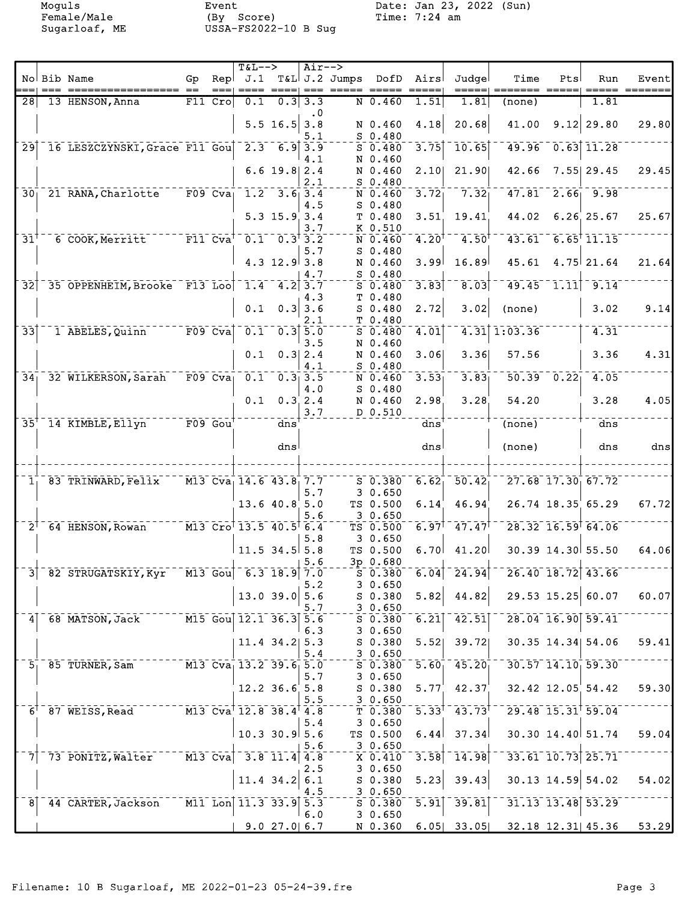Moguls
Female/Male
Sugarloaf, ME

Event
(By Score)
USSA-FS2022-10 B Sug

Date: Jan 23, 2022 (Sun)
Time: 7:24 am

| No | Bib | Name | Gp | Rep | J.1 | T&L | J.2 | Jumps | DofD | Airs | Judge | Time | Pts | Run | Event |
|---|---|---|---|---|---|---|---|---|---|---|---|---|---|---|---|
| 28 | 13 | HENSON,Anna | F11 | Cro | 0.1 | 0.3 | 3.3 | N | 0.460 | 1.51 | 1.81 | (none) | | 1.81 | |
| | | | | | | | .0 | | | | | | | | |
| | | | | | 5.5 | 16.5 | 3.8 | N | 0.460 | 4.18 | 20.68 | 41.00 | 9.12 | 29.80 | 29.80 |
| | | | | | | | 5.1 | S | 0.480 | | | | | | |
| 29 | 16 | LESZCZYNSKI,Grace | F11 | Gou | 2.3 | 6.9 | 3.9 | S | 0.480 | 3.75 | 10.65 | 49.96 | 0.63 | 11.28 | |
| | | | | | | | 4.1 | N | 0.460 | | | | | | |
| | | | | | 6.6 | 19.8 | 2.4 | N | 0.460 | 2.10 | 21.90 | 42.66 | 7.55 | 29.45 | 29.45 |
| | | | | | | | 2.1 | S | 0.480 | | | | | | |
| 30 | 21 | RANA,Charlotte | F09 | Cva | 1.2 | 3.6 | 3.4 | N | 0.460 | 3.72 | 7.32 | 47.81 | 2.66 | 9.98 | |
| | | | | | | | 4.5 | S | 0.480 | | | | | | |
| | | | | | 5.3 | 15.9 | 3.4 | T | 0.480 | 3.51 | 19.41 | 44.02 | 6.26 | 25.67 | 25.67 |
| | | | | | | | 3.7 | K | 0.510 | | | | | | |
| 31 | 6 | COOK,Merritt | F11 | Cva | 0.1 | 0.3 | 3.2 | N | 0.460 | 4.20 | 4.50 | 43.61 | 6.65 | 11.15 | |
| | | | | | | | 5.7 | S | 0.480 | | | | | | |
| | | | | | 4.3 | 12.9 | 3.8 | N | 0.460 | 3.99 | 16.89 | 45.61 | 4.75 | 21.64 | 21.64 |
| | | | | | | | 4.7 | S | 0.480 | | | | | | |
| 32 | 35 | OPPENHEIM,Brooke | F13 | Loo | 1.4 | 4.2 | 3.7 | S | 0.480 | 3.83 | 8.03 | 49.45 | 1.11 | 9.14 | |
| | | | | | | | 4.3 | T | 0.480 | | | | | | |
| | | | | | 0.1 | 0.3 | 3.6 | S | 0.480 | 2.72 | 3.02 | (none) | | 3.02 | 9.14 |
| | | | | | | | 2.1 | T | 0.480 | | | | | | |
| 33 | 1 | ABELES,Quinn | F09 | Cva | 0.1 | 0.3 | 5.0 | S | 0.480 | 4.01 | 4.31 | 1:03.36 | | 4.31 | |
| | | | | | | | 3.5 | N | 0.460 | | | | | | |
| | | | | | 0.1 | 0.3 | 2.4 | N | 0.460 | 3.06 | 3.36 | 57.56 | | 3.36 | 4.31 |
| | | | | | | | 4.1 | S | 0.480 | | | | | | |
| 34 | 32 | WILKERSON,Sarah | F09 | Cva | 0.1 | 0.3 | 3.5 | N | 0.460 | 3.53 | 3.83 | 50.39 | 0.22 | 4.05 | |
| | | | | | | | 4.0 | S | 0.480 | | | | | | |
| | | | | | 0.1 | 0.3 | 2.4 | N | 0.460 | 2.98 | 3.28 | 54.20 | | 3.28 | 4.05 |
| | | | | | | | 3.7 | D | 0.510 | | | | | | |
| 35 | 14 | KIMBLE,Ellyn | F09 | Gou | | dns | | | | dns | | (none) | | dns | |
| | | | | | | dns | | | | dns | | (none) | | dns | dns |
| | | | | | | | | | | | | | | | |
| 1 | 83 | TRINWARD,Felix | M13 | Cva | 14.6 | 43.8 | 7.7 | S | 0.380 | 6.62 | 50.42 | 27.68 | 17.30 | 67.72 | |
| | | | | | | | 5.7 | 3 | 0.650 | | | | | | |
| | | | | | 13.6 | 40.8 | 5.0 | TS | 0.500 | 6.14 | 46.94 | 26.74 | 18.35 | 65.29 | 67.72 |
| | | | | | | | 5.6 | 3 | 0.650 | | | | | | |
| 2 | 64 | HENSON,Rowan | M13 | Cro | 13.5 | 40.5 | 6.4 | TS | 0.500 | 6.97 | 47.47 | 28.32 | 16.59 | 64.06 | |
| | | | | | | | 5.8 | 3 | 0.650 | | | | | | |
| | | | | | 11.5 | 34.5 | 5.8 | TS | 0.500 | 6.70 | 41.20 | 30.39 | 14.30 | 55.50 | 64.06 |
| | | | | | | | 5.6 | 3p | 0.680 | | | | | | |
| 3 | 82 | STRUGATSKIY,Kyr | M13 | Gou | 6.3 | 18.9 | 7.0 | S | 0.380 | 6.04 | 24.94 | 26.40 | 18.72 | 43.66 | |
| | | | | | | | 5.2 | 3 | 0.650 | | | | | | |
| | | | | | 13.0 | 39.0 | 5.6 | S | 0.380 | 5.82 | 44.82 | 29.53 | 15.25 | 60.07 | 60.07 |
| | | | | | | | 5.7 | 3 | 0.650 | | | | | | |
| 4 | 68 | MATSON,Jack | M15 | Gou | 12.1 | 36.3 | 5.6 | S | 0.380 | 6.21 | 42.51 | 28.04 | 16.90 | 59.41 | |
| | | | | | | | 6.3 | 3 | 0.650 | | | | | | |
| | | | | | 11.4 | 34.2 | 5.3 | S | 0.380 | 5.52 | 39.72 | 30.35 | 14.34 | 54.06 | 59.41 |
| | | | | | | | 5.4 | 3 | 0.650 | | | | | | |
| 5 | 85 | TURNER,Sam | M13 | Cva | 13.2 | 39.6 | 5.0 | S | 0.380 | 5.60 | 45.20 | 30.57 | 14.10 | 59.30 | |
| | | | | | | | 5.7 | 3 | 0.650 | | | | | | |
| | | | | | 12.2 | 36.6 | 5.8 | S | 0.380 | 5.77 | 42.37 | 32.42 | 12.05 | 54.42 | 59.30 |
| | | | | | | | 5.5 | 3 | 0.650 | | | | | | |
| 6 | 87 | WEISS,Read | M13 | Cva | 12.8 | 38.4 | 4.8 | T | 0.380 | 5.33 | 43.73 | 29.48 | 15.31 | 59.04 | |
| | | | | | | | 5.4 | 3 | 0.650 | | | | | | |
| | | | | | 10.3 | 30.9 | 5.6 | TS | 0.500 | 6.44 | 37.34 | 30.30 | 14.40 | 51.74 | 59.04 |
| | | | | | | | 5.6 | 3 | 0.650 | | | | | | |
| 7 | 73 | PONITZ,Walter | M13 | Cva | 3.8 | 11.4 | 4.8 | X | 0.410 | 3.58 | 14.98 | 33.61 | 10.73 | 25.71 | |
| | | | | | | | 2.5 | 3 | 0.650 | | | | | | |
| | | | | | 11.4 | 34.2 | 6.1 | S | 0.380 | 5.23 | 39.43 | 30.13 | 14.59 | 54.02 | 54.02 |
| | | | | | | | 4.5 | 3 | 0.650 | | | | | | |
| 8 | 44 | CARTER,Jackson | M11 | Lon | 11.3 | 33.9 | 5.3 | S | 0.380 | 5.91 | 39.81 | 31.13 | 13.48 | 53.29 | |
| | | | | | | | 6.0 | 3 | 0.650 | | | | | | |
| | | | | | 9.0 | 27.0 | 6.7 | N | 0.360 | 6.05 | 33.05 | 32.18 | 12.31 | 45.36 | 53.29 |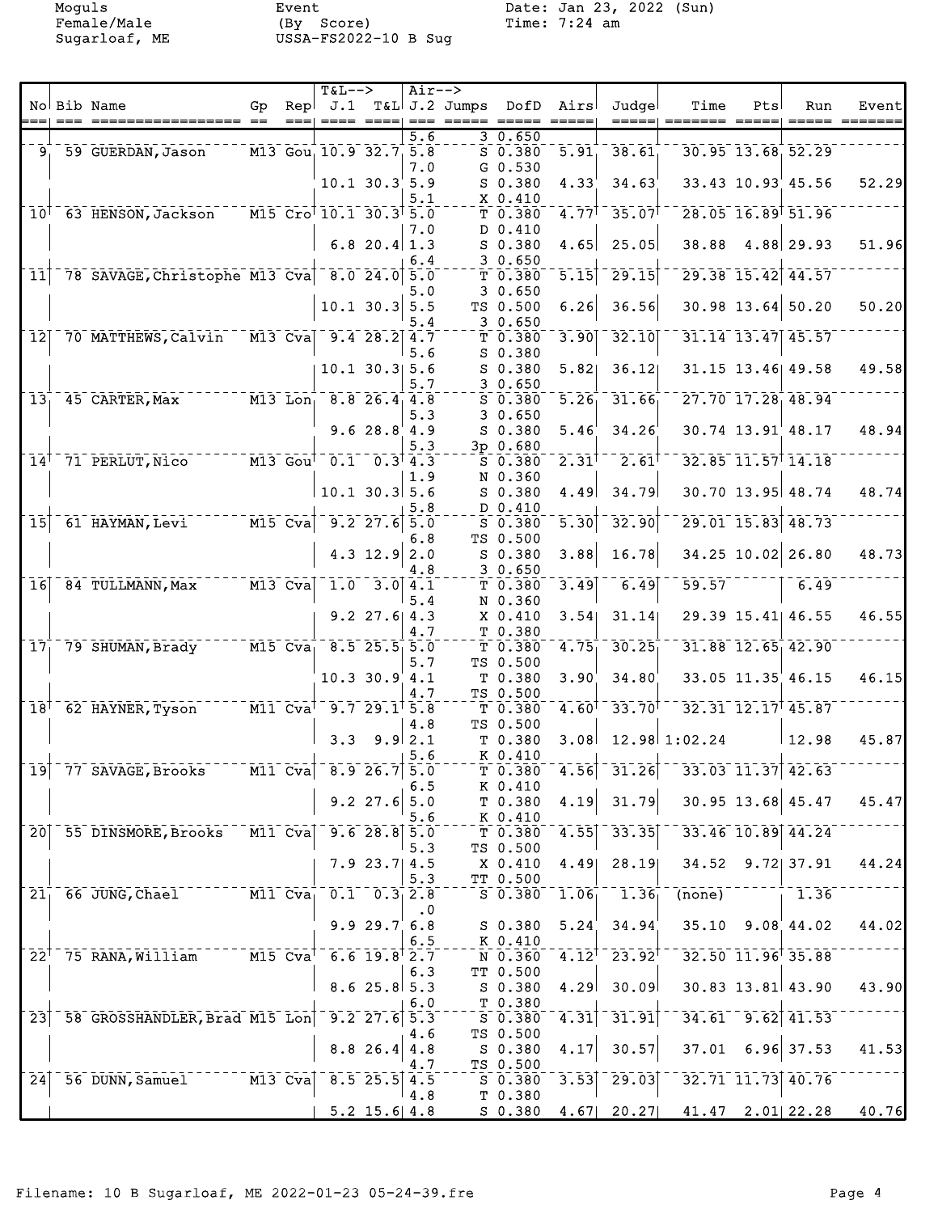Moguls
Female/Male
Sugarloaf, ME

Event
(By Score)
USSA-FS2022-10 B Sug

Date: Jan 23, 2022 (Sun)
Time: 7:24 am

| No | Bib | Name | Gp | Rep | T&L--> J.1 | T&L | Air--> J.2 | Jumps | DofD | Airs | Judge | Time | Pts | Run | Event |
|---|---|---|---|---|---|---|---|---|---|---|---|---|---|---|---|
| | | | | | | | 5.6 | 3 | 0.650 | | | | | | |
| 9 | 59 | GUERDAN, Jason | M13 | Gou | 10.9 | 32.7 | 5.8 | S | 0.380 | 5.91 | 38.61 | 30.95 | 13.68 | 52.29 | |
| | | | | | | | 7.0 | G | 0.530 | | | | | | |
| | | | | | 10.1 | 30.3 | 5.9 | S | 0.380 | 4.33 | 34.63 | 33.43 | 10.93 | 45.56 | 52.29 |
| | | | | | | | 5.1 | X | 0.410 | | | | | | |
| 10 | 63 | HENSON, Jackson | M15 | Cro | 10.1 | 30.3 | 5.0 | T | 0.380 | 4.77 | 35.07 | 28.05 | 16.89 | 51.96 | |
| | | | | | | | 7.0 | D | 0.410 | | | | | | |
| | | | | | 6.8 | 20.4 | 1.3 | S | 0.380 | 4.65 | 25.05 | 38.88 | 4.88 | 29.93 | 51.96 |
| | | | | | | | 6.4 | 3 | 0.650 | | | | | | |
| 11 | 78 | SAVAGE, Christophe | M13 | Cva | 8.0 | 24.0 | 5.0 | T | 0.380 | 5.15 | 29.15 | 29.38 | 15.42 | 44.57 | |
| | | | | | | | 5.0 | 3 | 0.650 | | | | | | |
| | | | | | 10.1 | 30.3 | 5.5 | TS | 0.500 | 6.26 | 36.56 | 30.98 | 13.64 | 50.20 | 50.20 |
| | | | | | | | 5.4 | 3 | 0.650 | | | | | | |
| 12 | 70 | MATTHEWS, Calvin | M13 | Cva | 9.4 | 28.2 | 4.7 | T | 0.380 | 3.90 | 32.10 | 31.14 | 13.47 | 45.57 | |
| | | | | | | | 5.6 | S | 0.380 | | | | | | |
| | | | | | 10.1 | 30.3 | 5.6 | S | 0.380 | 5.82 | 36.12 | 31.15 | 13.46 | 49.58 | 49.58 |
| | | | | | | | 5.7 | 3 | 0.650 | | | | | | |
| 13 | 45 | CARTER, Max | M13 | Lon | 8.8 | 26.4 | 4.8 | S | 0.380 | 5.26 | 31.66 | 27.70 | 17.28 | 48.94 | |
| | | | | | | | 5.3 | 3 | 0.650 | | | | | | |
| | | | | | 9.6 | 28.8 | 4.9 | S | 0.380 | 5.46 | 34.26 | 30.74 | 13.91 | 48.17 | 48.94 |
| | | | | | | | 5.3 | 3p | 0.680 | | | | | | |
| 14 | 71 | PERLUT, Nico | M13 | Gou | 0.1 | 0.3 | 4.3 | S | 0.380 | 2.31 | 2.61 | 32.85 | 11.57 | 14.18 | |
| | | | | | | | 1.9 | N | 0.360 | | | | | | |
| | | | | | 10.1 | 30.3 | 5.6 | S | 0.380 | 4.49 | 34.79 | 30.70 | 13.95 | 48.74 | 48.74 |
| | | | | | | | 5.8 | D | 0.410 | | | | | | |
| 15 | 61 | HAYMAN, Levi | M15 | Cva | 9.2 | 27.6 | 5.0 | S | 0.380 | 5.30 | 32.90 | 29.01 | 15.83 | 48.73 | |
| | | | | | | | 6.8 | TS | 0.500 | | | | | | |
| | | | | | 4.3 | 12.9 | 2.0 | S | 0.380 | 3.88 | 16.78 | 34.25 | 10.02 | 26.80 | 48.73 |
| | | | | | | | 4.8 | 3 | 0.650 | | | | | | |
| 16 | 84 | TULLMANN, Max | M13 | Cva | 1.0 | 3.0 | 4.1 | T | 0.380 | 3.49 | 6.49 | 59.57 | | 6.49 | |
| | | | | | | | 5.4 | N | 0.360 | | | | | | |
| | | | | | 9.2 | 27.6 | 4.3 | X | 0.410 | 3.54 | 31.14 | 29.39 | 15.41 | 46.55 | 46.55 |
| | | | | | | | 4.7 | T | 0.380 | | | | | | |
| 17 | 79 | SHUMAN, Brady | M15 | Cva | 8.5 | 25.5 | 5.0 | T | 0.380 | 4.75 | 30.25 | 31.88 | 12.65 | 42.90 | |
| | | | | | | | 5.7 | TS | 0.500 | | | | | | |
| | | | | | 10.3 | 30.9 | 4.1 | T | 0.380 | 3.90 | 34.80 | 33.05 | 11.35 | 46.15 | 46.15 |
| | | | | | | | 4.7 | TS | 0.500 | | | | | | |
| 18 | 62 | HAYNER, Tyson | M11 | Cva | 9.7 | 29.1 | 5.8 | T | 0.380 | 4.60 | 33.70 | 32.31 | 12.17 | 45.87 | |
| | | | | | | | 4.8 | TS | 0.500 | | | | | | |
| | | | | | 3.3 | 9.9 | 2.1 | T | 0.380 | 3.08 | 12.98 | 1:02.24 | | 12.98 | 45.87 |
| | | | | | | | 5.6 | K | 0.410 | | | | | | |
| 19 | 77 | SAVAGE, Brooks | M11 | Cva | 8.9 | 26.7 | 5.0 | T | 0.380 | 4.56 | 31.26 | 33.03 | 11.37 | 42.63 | |
| | | | | | | | 6.5 | K | 0.410 | | | | | | |
| | | | | | 9.2 | 27.6 | 5.0 | T | 0.380 | 4.19 | 31.79 | 30.95 | 13.68 | 45.47 | 45.47 |
| | | | | | | | 5.6 | K | 0.410 | | | | | | |
| 20 | 55 | DINSMORE, Brooks | M11 | Cva | 9.6 | 28.8 | 5.0 | T | 0.380 | 4.55 | 33.35 | 33.46 | 10.89 | 44.24 | |
| | | | | | | | 5.3 | TS | 0.500 | | | | | | |
| | | | | | 7.9 | 23.7 | 4.5 | X | 0.410 | 4.49 | 28.19 | 34.52 | 9.72 | 37.91 | 44.24 |
| | | | | | | | 5.3 | TT | 0.500 | | | | | | |
| 21 | 66 | JUNG, Chael | M11 | Cva | 0.1 | 0.3 | 2.8 | S | 0.380 | 1.06 | 1.36 | (none) | | 1.36 | |
| | | | | | | | .0 | | | | | | | | |
| | | | | | 9.9 | 29.7 | 6.8 | S | 0.380 | 5.24 | 34.94 | 35.10 | 9.08 | 44.02 | 44.02 |
| | | | | | | | 6.5 | K | 0.410 | | | | | | |
| 22 | 75 | RANA, William | M15 | Cva | 6.6 | 19.8 | 2.7 | N | 0.360 | 4.12 | 23.92 | 32.50 | 11.96 | 35.88 | |
| | | | | | | | 6.3 | TT | 0.500 | | | | | | |
| | | | | | 8.6 | 25.8 | 5.3 | S | 0.380 | 4.29 | 30.09 | 30.83 | 13.81 | 43.90 | 43.90 |
| | | | | | | | 6.0 | T | 0.380 | | | | | | |
| 23 | 58 | GROSSHANDLER, Brad | M15 | Lon | 9.2 | 27.6 | 5.3 | S | 0.380 | 4.31 | 31.91 | 34.61 | 9.62 | 41.53 | |
| | | | | | | | 4.6 | TS | 0.500 | | | | | | |
| | | | | | 8.8 | 26.4 | 4.8 | S | 0.380 | 4.17 | 30.57 | 37.01 | 6.96 | 37.53 | 41.53 |
| | | | | | | | 4.7 | TS | 0.500 | | | | | | |
| 24 | 56 | DUNN, Samuel | M13 | Cva | 8.5 | 25.5 | 4.5 | S | 0.380 | 3.53 | 29.03 | 32.71 | 11.73 | 40.76 | |
| | | | | | | | 4.8 | T | 0.380 | | | | | | |
| | | | | | 5.2 | 15.6 | 4.8 | S | 0.380 | 4.67 | 20.27 | 41.47 | 2.01 | 22.28 | 40.76 |

Filename: 10 B Sugarloaf, ME 2022-01-23 05-24-39.fre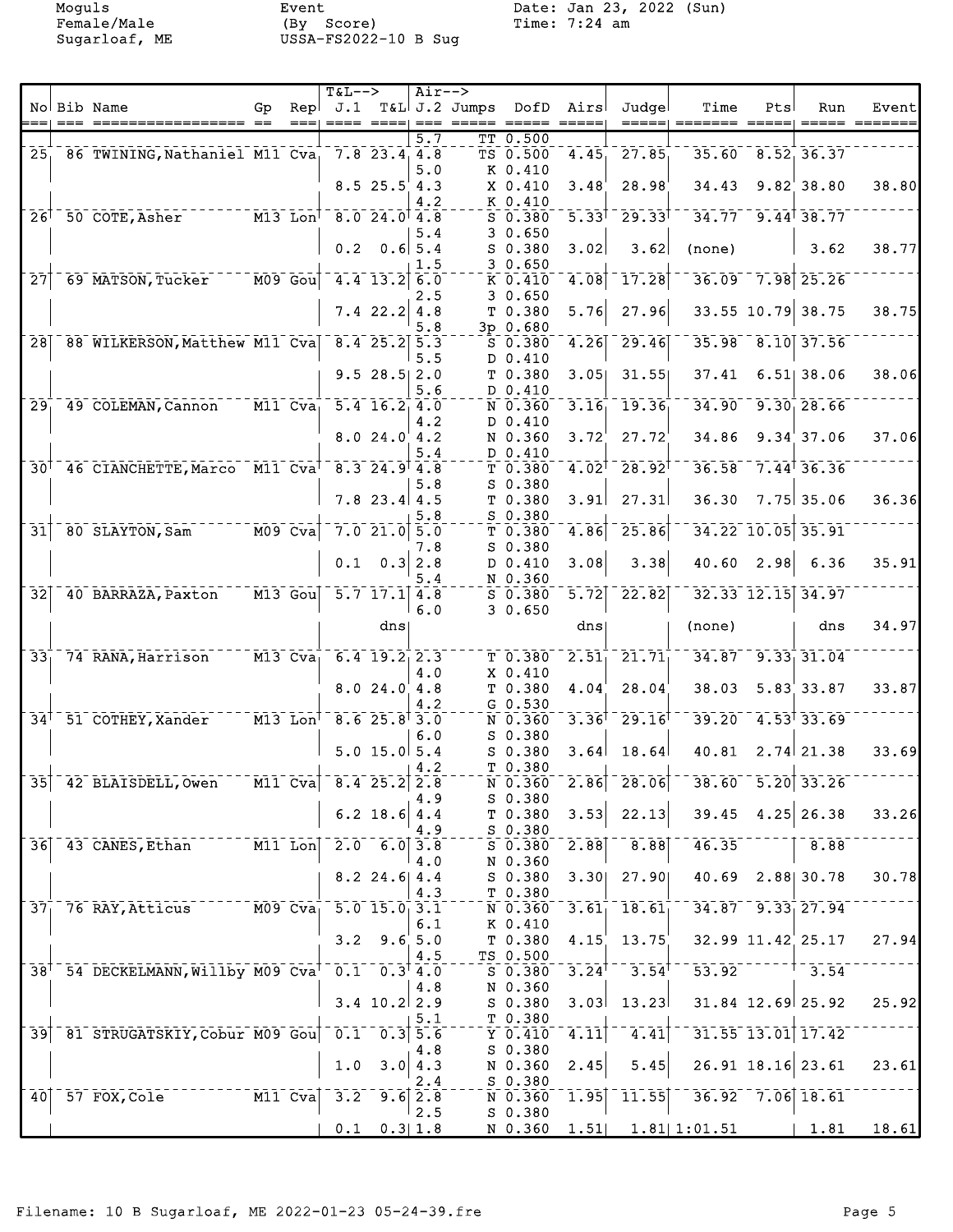Moguls
Female/Male
Sugarloaf, ME

Event
(By Score)
USSA-FS2022-10 B Sug

Date: Jan 23, 2022 (Sun)
Time: 7:24 am

| No | Bib | Name | Gp | Rep | T&L--> J.1 | T&L | Air--> J.2 | Jumps | DofD | Airs | Judge | Time | Pts | Run | Event |
|---|---|---|---|---|---|---|---|---|---|---|---|---|---|---|---|
| | | | | | | | 5.7 | TT | 0.500 | | | | | | |
| 25 | 86 | TWINING,Nathaniel | M11 | Cva | 7.8 | 23.4 | 4.8 | TS | 0.500 | 4.45 | 27.85 | 35.60 | 8.52 | 36.37 | |
| | | | | | | | 5.0 | K | 0.410 | | | | | | |
| | | | | | 8.5 | 25.5 | 4.3 | X | 0.410 | 3.48 | 28.98 | 34.43 | 9.82 | 38.80 | 38.80 |
| | | | | | | | 4.2 | K | 0.410 | | | | | | |
| 26 | 50 | COTE,Asher | M13 | Lon | 8.0 | 24.0 | 4.8 | S | 0.380 | 5.33 | 29.33 | 34.77 | 9.44 | 38.77 | |
| | | | | | | | 5.4 | 3 | 0.650 | | | | | | |
| | | | | | 0.2 | 0.6 | 5.4 | S | 0.380 | 3.02 | 3.62 | (none) | | 3.62 | 38.77 |
| | | | | | | | 1.5 | 3 | 0.650 | | | | | | |
| 27 | 69 | MATSON,Tucker | M09 | Gou | 4.4 | 13.2 | 6.0 | K | 0.410 | 4.08 | 17.28 | 36.09 | 7.98 | 25.26 | |
| | | | | | | | 2.5 | 3 | 0.650 | | | | | | |
| | | | | | 7.4 | 22.2 | 4.8 | T | 0.380 | 5.76 | 27.96 | 33.55 | 10.79 | 38.75 | 38.75 |
| | | | | | | | 5.8 | 3p | 0.680 | | | | | | |
| 28 | 88 | WILKERSON,Matthew | M11 | Cva | 8.4 | 25.2 | 5.3 | S | 0.380 | 4.26 | 29.46 | 35.98 | 8.10 | 37.56 | |
| | | | | | | | 5.5 | D | 0.410 | | | | | | |
| | | | | | 9.5 | 28.5 | 2.0 | T | 0.380 | 3.05 | 31.55 | 37.41 | 6.51 | 38.06 | 38.06 |
| | | | | | | | 5.6 | D | 0.410 | | | | | | |
| 29 | 49 | COLEMAN,Cannon | M11 | Cva | 5.4 | 16.2 | 4.0 | N | 0.360 | 3.16 | 19.36 | 34.90 | 9.30 | 28.66 | |
| | | | | | | | 4.2 | D | 0.410 | | | | | | |
| | | | | | 8.0 | 24.0 | 4.2 | N | 0.360 | 3.72 | 27.72 | 34.86 | 9.34 | 37.06 | 37.06 |
| | | | | | | | 5.4 | D | 0.410 | | | | | | |
| 30 | 46 | CIANCHETTE,Marco | M11 | Cva | 8.3 | 24.9 | 4.8 | T | 0.380 | 4.02 | 28.92 | 36.58 | 7.44 | 36.36 | |
| | | | | | | | 5.8 | S | 0.380 | | | | | | |
| | | | | | 7.8 | 23.4 | 4.5 | T | 0.380 | 3.91 | 27.31 | 36.30 | 7.75 | 35.06 | 36.36 |
| | | | | | | | 5.8 | S | 0.380 | | | | | | |
| 31 | 80 | SLAYTON,Sam | M09 | Cva | 7.0 | 21.0 | 5.0 | T | 0.380 | 4.86 | 25.86 | 34.22 | 10.05 | 35.91 | |
| | | | | | | | 7.8 | S | 0.380 | | | | | | |
| | | | | | 0.1 | 0.3 | 2.8 | D | 0.410 | 3.08 | 3.38 | 40.60 | 2.98 | 6.36 | 35.91 |
| | | | | | | | 5.4 | N | 0.360 | | | | | | |
| 32 | 40 | BARRAZA,Paxton | M13 | Gou | 5.7 | 17.1 | 4.8 | S | 0.380 | 5.72 | 22.82 | 32.33 | 12.15 | 34.97 | |
| | | | | | | | 6.0 | 3 | 0.650 | | | | | | |
| | | | | | | dns | | | | dns | | (none) | | dns | 34.97 |
| 33 | 74 | RANA,Harrison | M13 | Cva | 6.4 | 19.2 | 2.3 | T | 0.380 | 2.51 | 21.71 | 34.87 | 9.33 | 31.04 | |
| | | | | | | | 4.0 | X | 0.410 | | | | | | |
| | | | | | 8.0 | 24.0 | 4.8 | T | 0.380 | 4.04 | 28.04 | 38.03 | 5.83 | 33.87 | 33.87 |
| | | | | | | | 4.2 | G | 0.530 | | | | | | |
| 34 | 51 | COTHEY,Xander | M13 | Lon | 8.6 | 25.8 | 3.0 | N | 0.360 | 3.36 | 29.16 | 39.20 | 4.53 | 33.69 | |
| | | | | | | | 6.0 | S | 0.380 | | | | | | |
| | | | | | 5.0 | 15.0 | 5.4 | S | 0.380 | 3.64 | 18.64 | 40.81 | 2.74 | 21.38 | 33.69 |
| | | | | | | | 4.2 | T | 0.380 | | | | | | |
| 35 | 42 | BLAISDELL,Owen | M11 | Cva | 8.4 | 25.2 | 2.8 | N | 0.360 | 2.86 | 28.06 | 38.60 | 5.20 | 33.26 | |
| | | | | | | | 4.9 | S | 0.380 | | | | | | |
| | | | | | 6.2 | 18.6 | 4.4 | T | 0.380 | 3.53 | 22.13 | 39.45 | 4.25 | 26.38 | 33.26 |
| | | | | | | | 4.9 | S | 0.380 | | | | | | |
| 36 | 43 | CANES,Ethan | M11 | Lon | 2.0 | 6.0 | 3.8 | S | 0.380 | 2.88 | 8.88 | 46.35 | | 8.88 | |
| | | | | | | | 4.0 | N | 0.360 | | | | | | |
| | | | | | 8.2 | 24.6 | 4.4 | S | 0.380 | 3.30 | 27.90 | 40.69 | 2.88 | 30.78 | 30.78 |
| | | | | | | | 4.3 | T | 0.380 | | | | | | |
| 37 | 76 | RAY,Atticus | M09 | Cva | 5.0 | 15.0 | 3.1 | N | 0.360 | 3.61 | 18.61 | 34.87 | 9.33 | 27.94 | |
| | | | | | | | 6.1 | K | 0.410 | | | | | | |
| | | | | | 3.2 | 9.6 | 5.0 | T | 0.380 | 4.15 | 13.75 | 32.99 | 11.42 | 25.17 | 27.94 |
| | | | | | | | 4.5 | TS | 0.500 | | | | | | |
| 38 | 54 | DECKELMANN,Willby | M09 | Cva | 0.1 | 0.3 | 4.0 | S | 0.380 | 3.24 | 3.54 | 53.92 | | 3.54 | |
| | | | | | | | 4.8 | N | 0.360 | | | | | | |
| | | | | | 3.4 | 10.2 | 2.9 | S | 0.380 | 3.03 | 13.23 | 31.84 | 12.69 | 25.92 | 25.92 |
| | | | | | | | 5.1 | T | 0.380 | | | | | | |
| 39 | 81 | STRUGATSKIY,Cobur | M09 | Gou | 0.1 | 0.3 | 5.6 | Y | 0.410 | 4.11 | 4.41 | 31.55 | 13.01 | 17.42 | |
| | | | | | | | 4.8 | S | 0.380 | | | | | | |
| | | | | | 1.0 | 3.0 | 4.3 | N | 0.360 | 2.45 | 5.45 | 26.91 | 18.16 | 23.61 | 23.61 |
| | | | | | | | 2.4 | S | 0.380 | | | | | | |
| 40 | 57 | FOX,Cole | M11 | Cva | 3.2 | 9.6 | 2.8 | N | 0.360 | 1.95 | 11.55 | 36.92 | 7.06 | 18.61 | |
| | | | | | | | 2.5 | S | 0.380 | | | | | | |
| | | | | | 0.1 | 0.3 | 1.8 | N | 0.360 | 1.51 | 1.81 | 1:01.51 | | 1.81 | 18.61 |

Filename: 10 B Sugarloaf, ME 2022-01-23 05-24-39.fre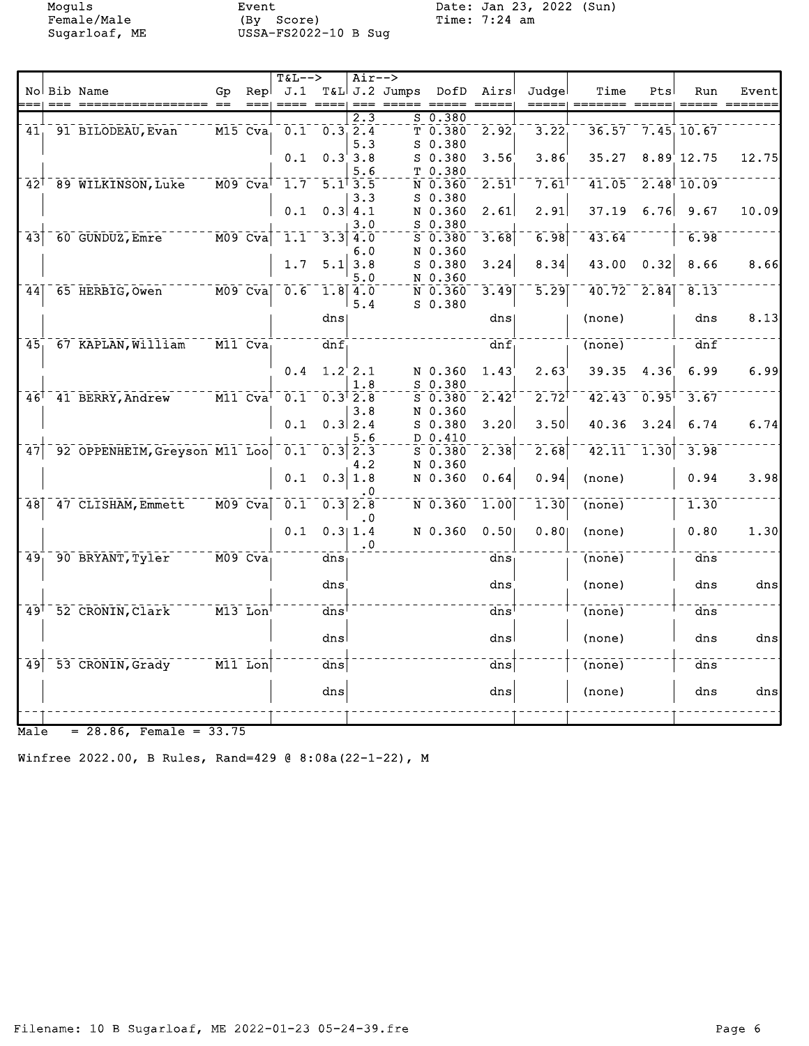Moguls Event Date: Jan 23, 2022 (Sun)
Female/Male (By Score) Time: 7:24 am
Sugarloaf, ME USSA-FS2022-10 B Sug

| No | Bib | Name | Gp | Rep | T&L--> J.1 | T&L | Air--> J.2 | Jumps | DofD | Airs | Judge | Time | Pts | Run | Event |
|---|---|---|---|---|---|---|---|---|---|---|---|---|---|---|---|
| | | | | | | | 2.3 | S | 0.380 | | | | | | |
| 41 | 91 | BILODEAU, Evan | M15 | Cva | 0.1 | 0.3 | 2.4 | T | 0.380 | 2.92 | 3.22 | 36.57 | 7.45 | 10.67 | |
| | | | | | | | 5.3 | S | 0.380 | | | | | | |
| | | | | | 0.1 | 0.3 | 3.8 | S | 0.380 | 3.56 | 3.86 | 35.27 | 8.89 | 12.75 | 12.75 |
| | | | | | | | 5.6 | T | 0.380 | | | | | | |
| 42 | 89 | WILKINSON, Luke | M09 | Cva | 1.7 | 5.1 | 3.5 | N | 0.360 | 2.51 | 7.61 | 41.05 | 2.48 | 10.09 | |
| | | | | | | | 3.3 | S | 0.380 | | | | | | |
| | | | | | 0.1 | 0.3 | 4.1 | N | 0.360 | 2.61 | 2.91 | 37.19 | 6.76 | 9.67 | 10.09 |
| | | | | | | | 3.0 | S | 0.380 | | | | | | |
| 43 | 60 | GUNDUZ, Emre | M09 | Cva | 1.1 | 3.3 | 4.0 | S | 0.380 | 3.68 | 6.98 | 43.64 | | 6.98 | |
| | | | | | | | 6.0 | N | 0.360 | | | | | | |
| | | | | | 1.7 | 5.1 | 3.8 | S | 0.380 | 3.24 | 8.34 | 43.00 | 0.32 | 8.66 | 8.66 |
| | | | | | | | 5.0 | N | 0.360 | | | | | | |
| 44 | 65 | HERBIG, Owen | M09 | Cva | 0.6 | 1.8 | 4.0 | N | 0.360 | 3.49 | 5.29 | 40.72 | 2.84 | 8.13 | |
| | | | | | | | 5.4 | S | 0.380 | | | | | | |
| | | | | | | dns | | | | dns | | (none) | | dns | 8.13 |
| 45 | 67 | KAPLAN, William | M11 | Cva | | dnf | | | | dnf | | (none) | | dnf | |
| | | | | | 0.4 | 1.2 | 2.1 | N | 0.360 | 1.43 | 2.63 | 39.35 | 4.36 | 6.99 | 6.99 |
| | | | | | | | 1.8 | S | 0.380 | | | | | | |
| 46 | 41 | BERRY, Andrew | M11 | Cva | 0.1 | 0.3 | 2.8 | S | 0.380 | 2.42 | 2.72 | 42.43 | 0.95 | 3.67 | |
| | | | | | | | 3.8 | N | 0.360 | | | | | | |
| | | | | | 0.1 | 0.3 | 2.4 | S | 0.380 | 3.20 | 3.50 | 40.36 | 3.24 | 6.74 | 6.74 |
| | | | | | | | 5.6 | D | 0.410 | | | | | | |
| 47 | 92 | OPPENHEIM, Greyson | M11 | Loo | 0.1 | 0.3 | 2.3 | S | 0.380 | 2.38 | 2.68 | 42.11 | 1.30 | 3.98 | |
| | | | | | | | 4.2 | N | 0.360 | | | | | | |
| | | | | | 0.1 | 0.3 | 1.8 | N | 0.360 | 0.64 | 0.94 | (none) | | 0.94 | 3.98 |
| | | | | | | | .0 | | | | | | | | |
| 48 | 47 | CLISHAM, Emmett | M09 | Cva | 0.1 | 0.3 | 2.8 | N | 0.360 | 1.00 | 1.30 | (none) | | 1.30 | |
| | | | | | | | .0 | | | | | | | | |
| | | | | | 0.1 | 0.3 | 1.4 | N | 0.360 | 0.50 | 0.80 | (none) | | 0.80 | 1.30 |
| | | | | | | | .0 | | | | | | | | |
| 49 | 90 | BRYANT, Tyler | M09 | Cva | | dns | | | | dns | | (none) | | dns | |
| | | | | | | dns | | | | dns | | (none) | | dns | dns |
| 49 | 52 | CRONIN, Clark | M13 | Lon | | dns | | | | dns | | (none) | | dns | |
| | | | | | | dns | | | | dns | | (none) | | dns | dns |
| 49 | 53 | CRONIN, Grady | M11 | Lon | | dns | | | | dns | | (none) | | dns | |
| | | | | | | dns | | | | dns | | (none) | | dns | dns |

Male = 28.86, Female = 33.75

Winfree 2022.00, B Rules, Rand=429 @ 8:08a(22-1-22), M

Filename: 10 B Sugarloaf, ME 2022-01-23 05-24-39.fre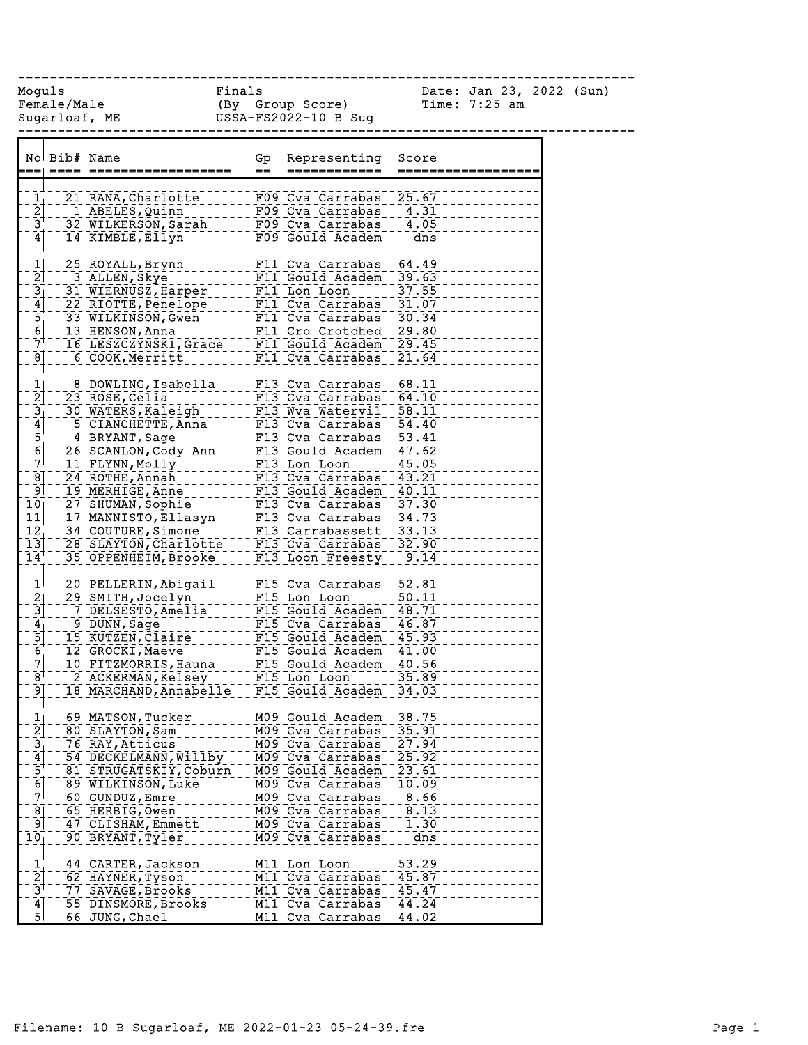Moguls | Finals | Date: Jan 23, 2022 (Sun)
Female/Male | (By Group Score) | Time: 7:25 am
Sugarloaf, ME | USSA-FS2022-10 B Sug

| No | Bib# | Name | Gp | Representing | Score |
|---|---|---|---|---|---|
| 1 | 21 | RANA, Charlotte | F09 | Cva Carrabas | 25.67 |
| 2 | 1 | ABELES, Quinn | F09 | Cva Carrabas | 4.31 |
| 3 | 32 | WILKERSON, Sarah | F09 | Cva Carrabas | 4.05 |
| 4 | 14 | KIMBLE, Ellyn | F09 | Gould Academ | dns |
| 1 | 25 | ROYALL, Brynn | F11 | Cva Carrabas | 64.49 |
| 2 | 3 | ALLEN, Skye | F11 | Gould Academ | 39.63 |
| 3 | 31 | WIERNUSZ, Harper | F11 | Lon Loon | 37.55 |
| 4 | 22 | RIOTTE, Penelope | F11 | Cva Carrabas | 31.07 |
| 5 | 33 | WILKINSON, Gwen | F11 | Cva Carrabas | 30.34 |
| 6 | 13 | HENSON, Anna | F11 | Cro Crotched | 29.80 |
| 7 | 16 | LESZCZYNSKI, Grace | F11 | Gould Academ | 29.45 |
| 8 | 6 | COOK, Merritt | F11 | Cva Carrabas | 21.64 |
| 1 | 8 | DOWLING, Isabella | F13 | Cva Carrabas | 68.11 |
| 2 | 23 | ROSE, Celia | F13 | Cva Carrabas | 64.10 |
| 3 | 30 | WATERS, Kaleigh | F13 | Wva Watervil | 58.11 |
| 4 | 5 | CIANCHETTE, Anna | F13 | Cva Carrabas | 54.40 |
| 5 | 4 | BRYANT, Sage | F13 | Cva Carrabas | 53.41 |
| 6 | 26 | SCANLON, Cody Ann | F13 | Gould Academ | 47.62 |
| 7 | 11 | FLYNN, Molly | F13 | Lon Loon | 45.05 |
| 8 | 24 | ROTHE, Annah | F13 | Cva Carrabas | 43.21 |
| 9 | 19 | MERHIGE, Anne | F13 | Gould Academ | 40.11 |
| 10 | 27 | SHUMAN, Sophie | F13 | Cva Carrabas | 37.30 |
| 11 | 17 | MANNISTO, Ellasyn | F13 | Cva Carrabas | 34.73 |
| 12 | 34 | COUTURE, Simone | F13 | Carrabassett | 33.13 |
| 13 | 28 | SLAYTON, Charlotte | F13 | Cva Carrabas | 32.90 |
| 14 | 35 | OPPENHEIM, Brooke | F13 | Loon Freesty | 9.14 |
| 1 | 20 | PELLERIN, Abigail | F15 | Cva Carrabas | 52.81 |
| 2 | 29 | SMITH, Jocelyn | F15 | Lon Loon | 50.11 |
| 3 | 7 | DELSESTO, Amelia | F15 | Gould Academ | 48.71 |
| 4 | 9 | DUNN, Sage | F15 | Cva Carrabas | 46.87 |
| 5 | 15 | KUTZEN, Claire | F15 | Gould Academ | 45.93 |
| 6 | 12 | GROCKI, Maeve | F15 | Gould Academ | 41.00 |
| 7 | 10 | FITZMORRIS, Hauna | F15 | Gould Academ | 40.56 |
| 8 | 2 | ACKERMAN, Kelsey | F15 | Lon Loon | 35.89 |
| 9 | 18 | MARCHAND, Annabelle | F15 | Gould Academ | 34.03 |
| 1 | 69 | MATSON, Tucker | M09 | Gould Academ | 38.75 |
| 2 | 80 | SLAYTON, Sam | M09 | Cva Carrabas | 35.91 |
| 3 | 76 | RAY, Atticus | M09 | Cva Carrabas | 27.94 |
| 4 | 54 | DECKELMANN, Willby | M09 | Cva Carrabas | 25.92 |
| 5 | 81 | STRUGATSKIY, Coburn | M09 | Gould Academ | 23.61 |
| 6 | 89 | WILKINSON, Luke | M09 | Cva Carrabas | 10.09 |
| 7 | 60 | GUNDUZ, Emre | M09 | Cva Carrabas | 8.66 |
| 8 | 65 | HERBIG, Owen | M09 | Cva Carrabas | 8.13 |
| 9 | 47 | CLISHAM, Emmett | M09 | Cva Carrabas | 1.30 |
| 10 | 90 | BRYANT, Tyler | M09 | Cva Carrabas | dns |
| 1 | 44 | CARTER, Jackson | M11 | Lon Loon | 53.29 |
| 2 | 62 | HAYNER, Tyson | M11 | Cva Carrabas | 45.87 |
| 3 | 77 | SAVAGE, Brooks | M11 | Cva Carrabas | 45.47 |
| 4 | 55 | DINSMORE, Brooks | M11 | Cva Carrabas | 44.24 |
| 5 | 66 | JUNG, Chael | M11 | Cva Carrabas | 44.02 |

Filename: 10 B Sugarloaf, ME 2022-01-23 05-24-39.fre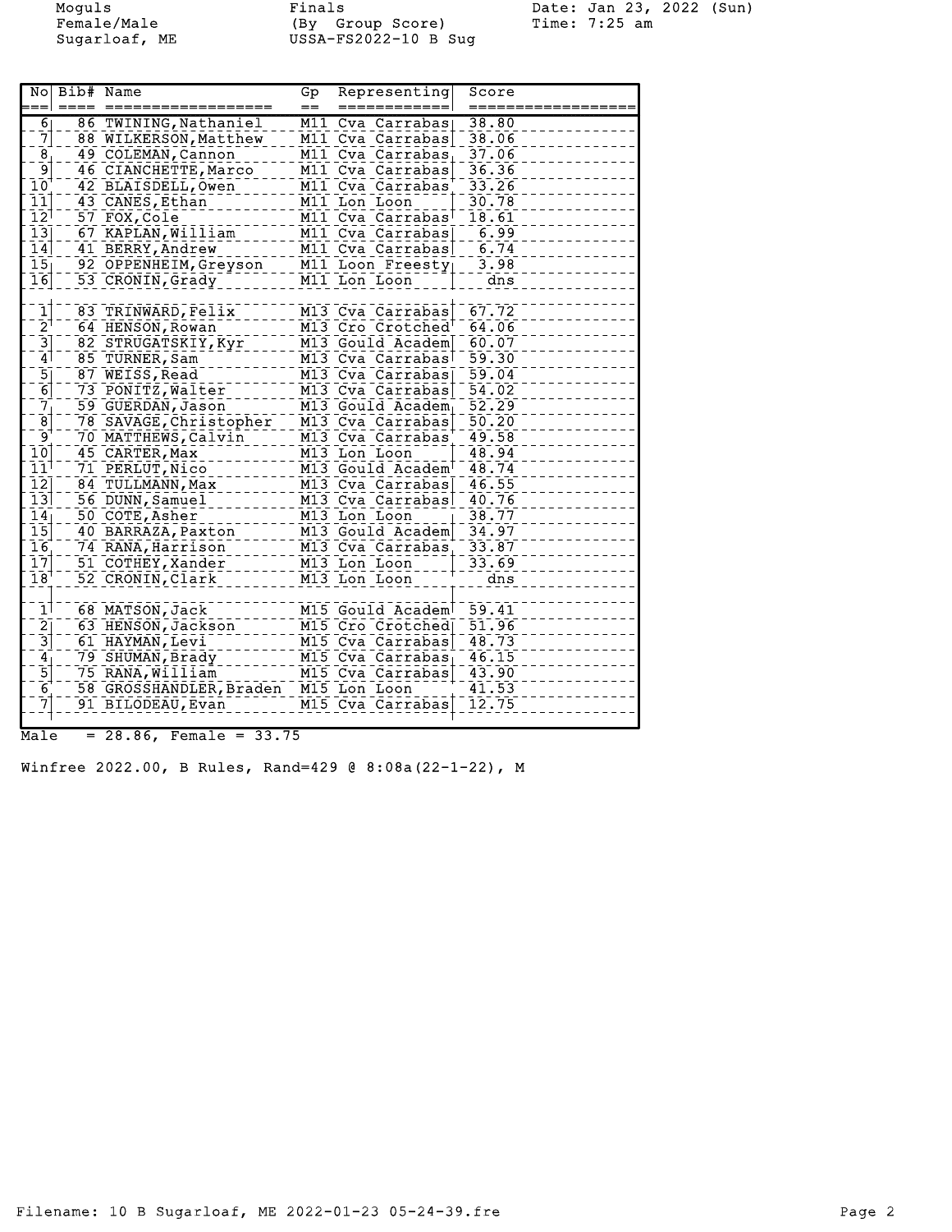Moguls
Female/Male
Sugarloaf, ME

Finals
(By Group Score)
USSA-FS2022-10 B Sug

Date: Jan 23, 2022 (Sun)
Time: 7:25 am

| No | Bib# | Name | Gp | Representing | Score |
|---|---|---|---|---|---|
| 6 | 86 | TWINING,Nathaniel | M11 | Cva Carrabas | 38.80 |
| 7 | 88 | WILKERSON,Matthew | M11 | Cva Carrabas | 38.06 |
| 8 | 49 | COLEMAN,Cannon | M11 | Cva Carrabas | 37.06 |
| 9 | 46 | CIANCHETTE,Marco | M11 | Cva Carrabas | 36.36 |
| 10 | 42 | BLAISDELL,Owen | M11 | Cva Carrabas | 33.26 |
| 11 | 43 | CANES,Ethan | M11 | Lon Loon | 30.78 |
| 12 | 57 | FOX,Cole | M11 | Cva Carrabas | 18.61 |
| 13 | 67 | KAPLAN,William | M11 | Cva Carrabas | 6.99 |
| 14 | 41 | BERRY,Andrew | M11 | Cva Carrabas | 6.74 |
| 15 | 92 | OPPENHEIM,Greyson | M11 | Loon Freesty | 3.98 |
| 16 | 53 | CRONIN,Grady | M11 | Lon Loon | dns |
| | | | | | |
| 1 | 83 | TRINWARD,Felix | M13 | Cva Carrabas | 67.72 |
| 2 | 64 | HENSON,Rowan | M13 | Cro Crotched | 64.06 |
| 3 | 82 | STRUGATSKIY,Kyr | M13 | Gould Academ | 60.07 |
| 4 | 85 | TURNER,Sam | M13 | Cva Carrabas | 59.30 |
| 5 | 87 | WEISS,Read | M13 | Cva Carrabas | 59.04 |
| 6 | 73 | PONITZ,Walter | M13 | Cva Carrabas | 54.02 |
| 7 | 59 | GUERDAN,Jason | M13 | Gould Academ | 52.29 |
| 8 | 78 | SAVAGE,Christopher | M13 | Cva Carrabas | 50.20 |
| 9 | 70 | MATTHEWS,Calvin | M13 | Cva Carrabas | 49.58 |
| 10 | 45 | CARTER,Max | M13 | Lon Loon | 48.94 |
| 11 | 71 | PERLUT,Nico | M13 | Gould Academ | 48.74 |
| 12 | 84 | TULLMANN,Max | M13 | Cva Carrabas | 46.55 |
| 13 | 56 | DUNN,Samuel | M13 | Cva Carrabas | 40.76 |
| 14 | 50 | COTE,Asher | M13 | Lon Loon | 38.77 |
| 15 | 40 | BARRAZA,Paxton | M13 | Gould Academ | 34.97 |
| 16 | 74 | RANA,Harrison | M13 | Cva Carrabas | 33.87 |
| 17 | 51 | COTHEY,Xander | M13 | Lon Loon | 33.69 |
| 18 | 52 | CRONIN,Clark | M13 | Lon Loon | dns |
| | | | | | |
| 1 | 68 | MATSON,Jack | M15 | Gould Academ | 59.41 |
| 2 | 63 | HENSON,Jackson | M15 | Cro Crotched | 51.96 |
| 3 | 61 | HAYMAN,Levi | M15 | Cva Carrabas | 48.73 |
| 4 | 79 | SHUMAN,Brady | M15 | Cva Carrabas | 46.15 |
| 5 | 75 | RANA,William | M15 | Cva Carrabas | 43.90 |
| 6 | 58 | GROSSHANDLER,Braden | M15 | Lon Loon | 41.53 |
| 7 | 91 | BILODEAU,Evan | M15 | Cva Carrabas | 12.75 |

Male = 28.86, Female = 33.75

Winfree 2022.00, B Rules, Rand=429 @ 8:08a(22-1-22), M

Filename: 10 B Sugarloaf, ME 2022-01-23 05-24-39.fre